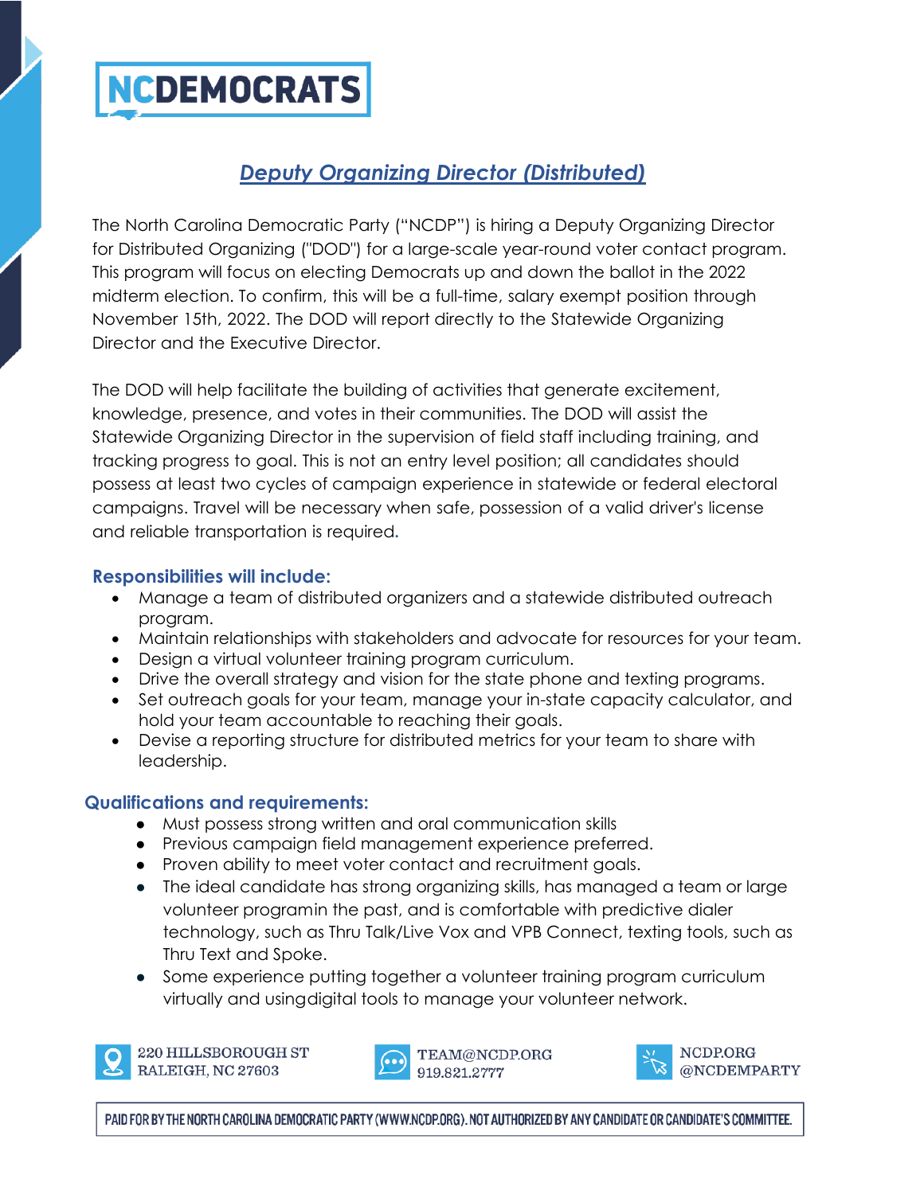# NCDEMOCRATS

## *Deputy Organizing Director (Distributed)*

The North Carolina Democratic Party ("NCDP") is hiring a Deputy Organizing Director for Distributed Organizing ("DOD") for a large-scale year-round voter contact program. This program will focus on electing Democrats up and down the ballot in the 2022 midterm election. To confirm, this will be a full-time, salary exempt position through November 15th, 2022. The DOD will report directly to the Statewide Organizing Director and the Executive Director.

The DOD will help facilitate the building of activities that generate excitement, knowledge, presence, and votes in their communities. The DOD will assist the Statewide Organizing Director in the supervision of field staff including training, and tracking progress to goal. This is not an entry level position; all candidates should possess at least two cycles of campaign experience in statewide or federal electoral campaigns. Travel will be necessary when safe, possession of a valid driver's license and reliable transportation is required.

### Responsibilities will include:

- Manage a team of distributed organizers and a statewide distributed outreach program.
- Maintain relationships with stakeholders and advocate for resources for your team.
- Design a virtual volunteer training program curriculum.
- Drive the overall strategy and vision for the state phone and texting programs.
- Set outreach goals for your team, manage your in-state capacity calculator, and hold your team accountable to reaching their goals.
- Devise a reporting structure for distributed metrics for your team to share with leadership.

### Qualifications and requirements:

- Must possess strong written and oral communication skills
- Previous campaign field management experience preferred.
- Proven ability to meet voter contact and recruitment goals.
- The ideal candidate has strong organizing skills, has managed a team or large volunteer programin the past, and is comfortable with predictive dialer technology, such as Thru Talk/Live Vox and VPB Connect, texting tools, such as Thru Text and Spoke.
- Some experience putting together a volunteer training program curriculum virtually and usingdigital tools to manage your volunteer network.

220 HILLSBOROUGH ST
RALEIGH, NC 27603

TEAM@NCDP.ORG
919.821.2777

NCDP.ORG
@NCDEMPARTY

PAID FOR BY THE NORTH CAROLINA DEMOCRATIC PARTY (WWW.NCDP.ORG). NOT AUTHORIZED BY ANY CANDIDATE OR CANDIDATE'S COMMITTEE.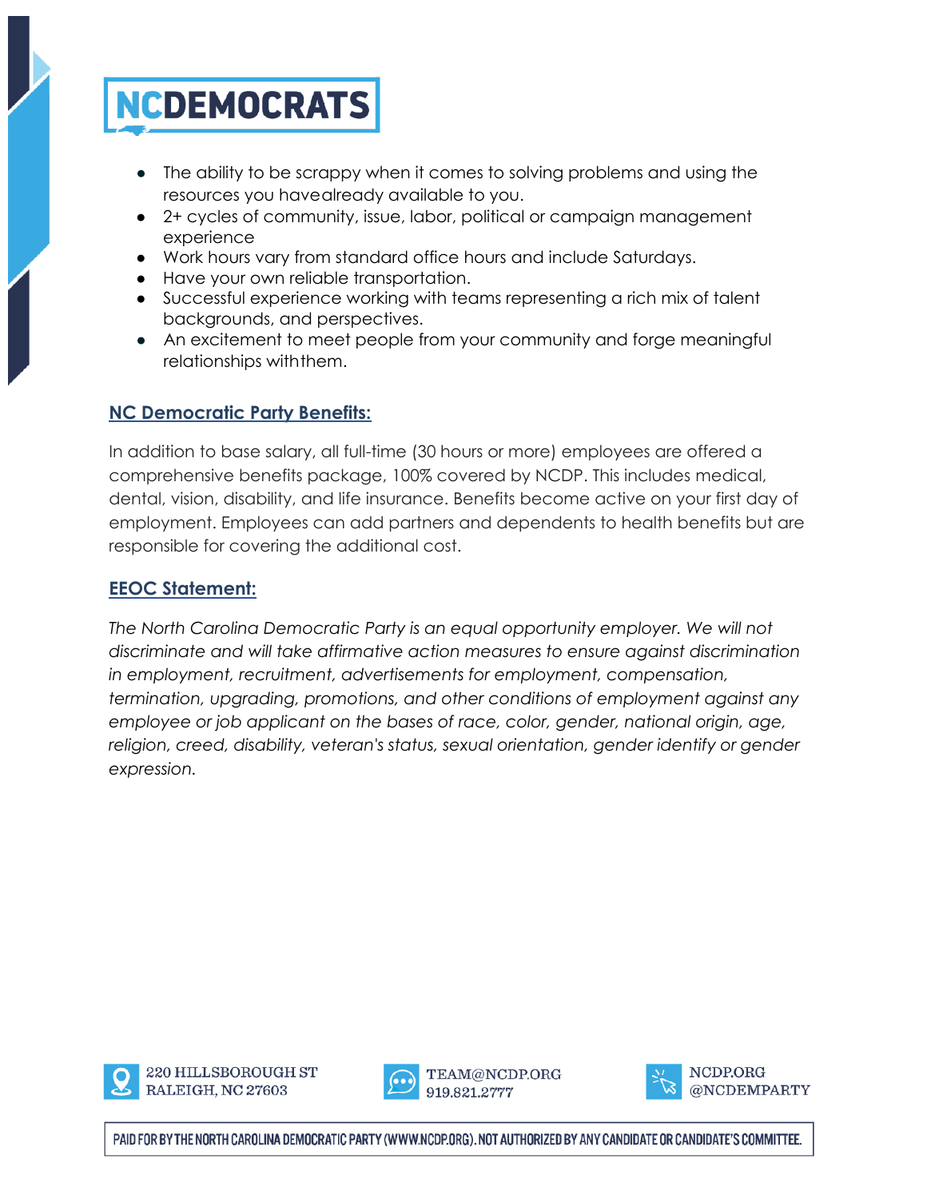- The ability to be scrappy when it comes to solving problems and using the resources you havealready available to you.
- 2+ cycles of community, issue, labor, political or campaign management experience
- Work hours vary from standard office hours and include Saturdays.
- Have your own reliable transportation.
- Successful experience working with teams representing a rich mix of talent backgrounds, and perspectives.
- An excitement to meet people from your community and forge meaningful relationships withthem.

## NC Democratic Party Benefits:

In addition to base salary, all full-time (30 hours or more) employees are offered a comprehensive benefits package, 100% covered by NCDP. This includes medical, dental, vision, disability, and life insurance. Benefits become active on your first day of employment. Employees can add partners and dependents to health benefits but are responsible for covering the additional cost.

## EEOC Statement:

*The North Carolina Democratic Party is an equal opportunity employer. We will not discriminate and will take affirmative action measures to ensure against discrimination in employment, recruitment, advertisements for employment, compensation, termination, upgrading, promotions, and other conditions of employment against any employee or job applicant on the bases of race, color, gender, national origin, age, religion, creed, disability, veteran's status, sexual orientation, gender identify or gender expression.*

220 HILLSBOROUGH ST
RALEIGH, NC 27603

TEAM@NCDP.ORG
919.821.2777

NCDP.ORG
@NCDEMPARTY

PAID FOR BY THE NORTH CAROLINA DEMOCRATIC PARTY (WWW.NCDP.ORG). NOT AUTHORIZED BY ANY CANDIDATE OR CANDIDATE'S COMMITTEE.